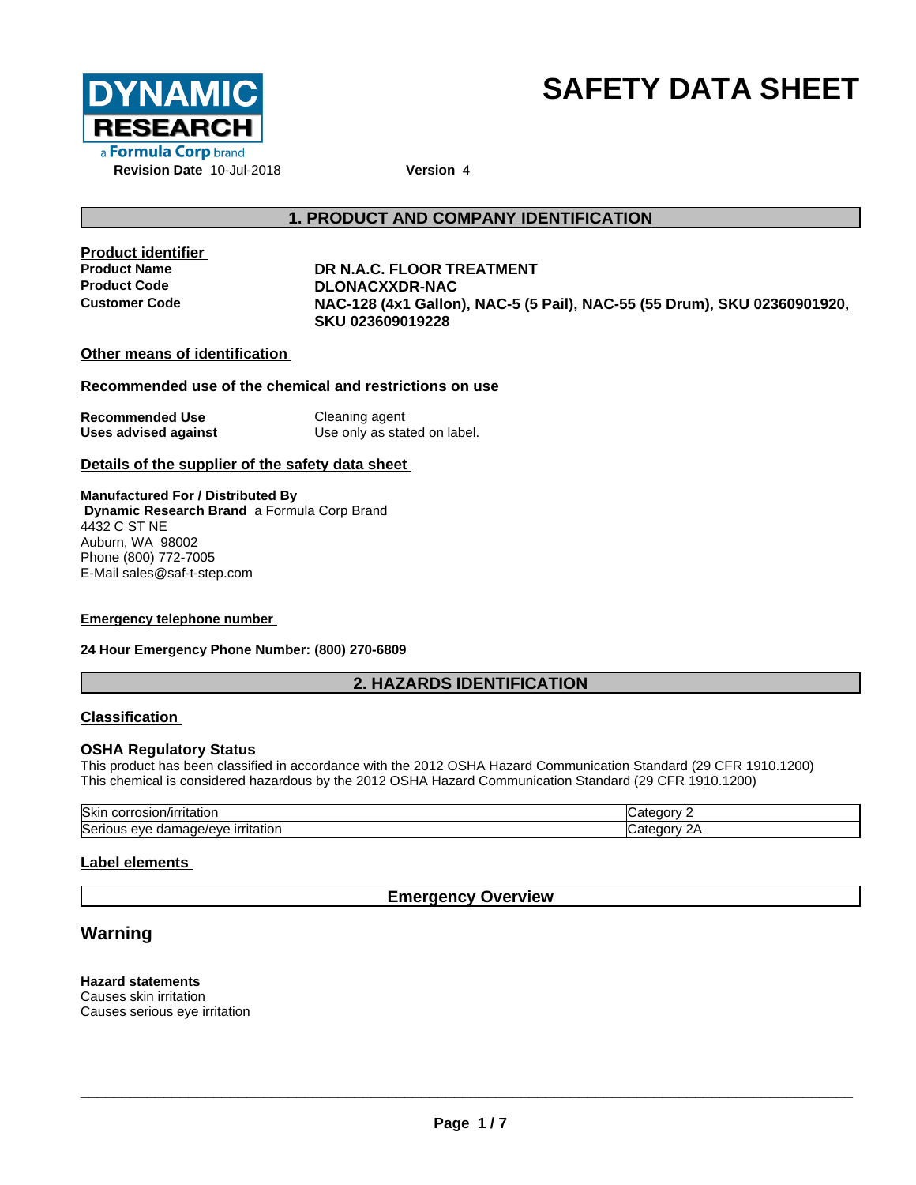DYNAMIC RESEARCH
a Formula Corp brand

# SAFETY DATA SHEET

**Revision Date** 10-Jul-2018 **Version** 4

## 1. PRODUCT AND COMPANY IDENTIFICATION

**Product identifier**

| | |
|---|---|
| **Product Name** | **DR N.A.C. FLOOR TREATMENT** |
| **Product Code** | **DLONACXXDR-NAC** |
| **Customer Code** | **NAC-128 (4x1 Gallon), NAC-5 (5 Pail), NAC-55 (55 Drum), SKU 02360901920, SKU 023609019228** |

**Other means of identification**

**Recommended use of the chemical and restrictions on use**

| | |
|---|---|
| **Recommended Use** | Cleaning agent |
| **Uses advised against** | Use only as stated on label. |

**Details of the supplier of the safety data sheet**

**Manufactured For / Distributed By**
**Dynamic Research Brand** a Formula Corp Brand
4432 C ST NE
Auburn, WA 98002
Phone (800) 772-7005
E-Mail sales@saf-t-step.com

**Emergency telephone number**

**24 Hour Emergency Phone Number: (800) 270-6809**

## 2. HAZARDS IDENTIFICATION

**Classification**

**OSHA Regulatory Status**
This product has been classified in accordance with the 2012 OSHA Hazard Communication Standard (29 CFR 1910.1200)
This chemical is considered hazardous by the 2012 OSHA Hazard Communication Standard (29 CFR 1910.1200)

| | |
|---|---|
| Skin corrosion/irritation | Category 2 |
| Serious eye damage/eye irritation | Category 2A |

**Label elements**

**Emergency Overview**

## Warning

**Hazard statements**
Causes skin irritation
Causes serious eye irritation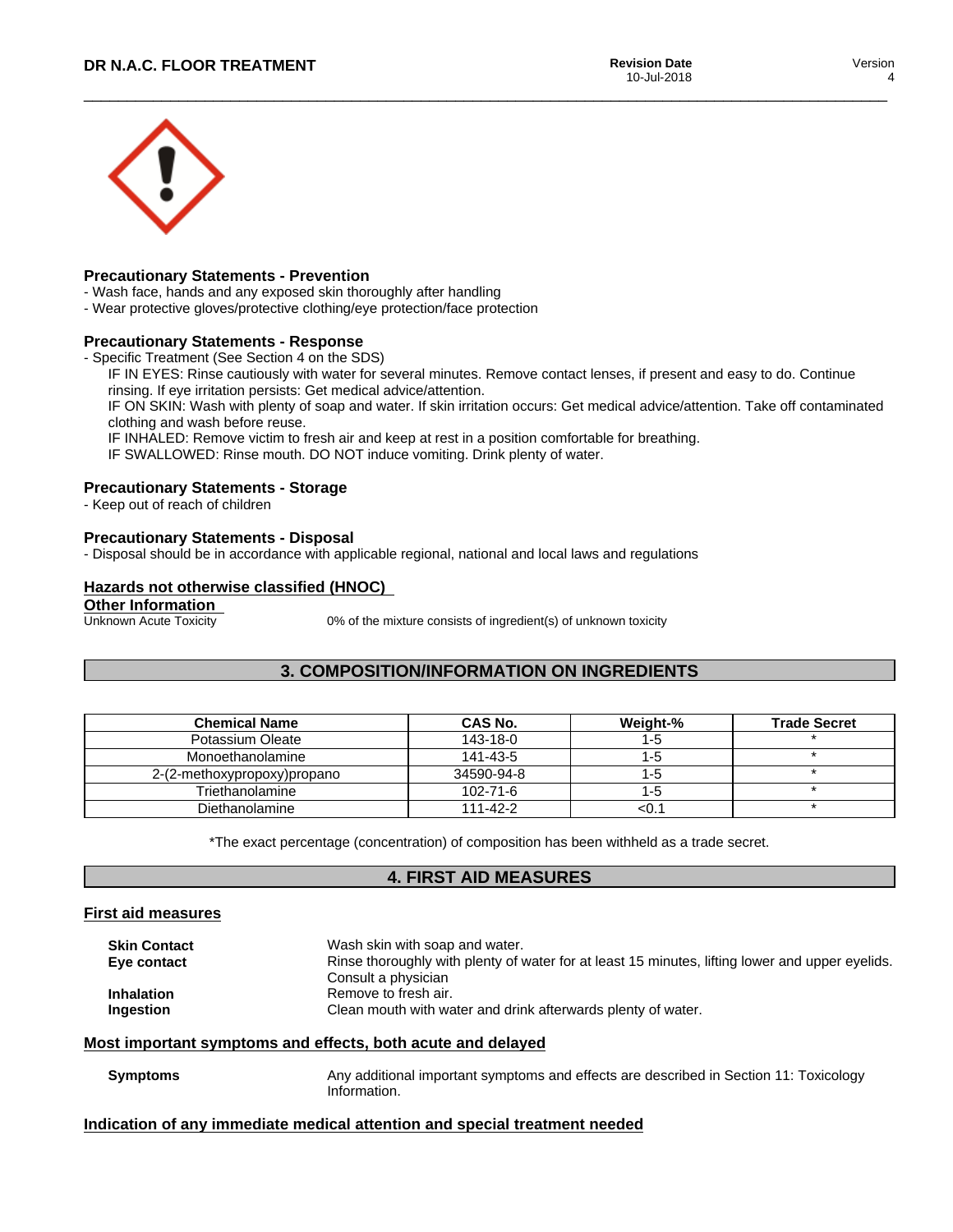### Precautionary Statements - Prevention

- Wash face, hands and any exposed skin thoroughly after handling
- Wear protective gloves/protective clothing/eye protection/face protection

### Precautionary Statements - Response

- Specific Treatment (See Section 4 on the SDS)

  IF IN EYES: Rinse cautiously with water for several minutes. Remove contact lenses, if present and easy to do. Continue rinsing. If eye irritation persists: Get medical advice/attention.

  IF ON SKIN: Wash with plenty of soap and water. If skin irritation occurs: Get medical advice/attention. Take off contaminated clothing and wash before reuse.

  IF INHALED: Remove victim to fresh air and keep at rest in a position comfortable for breathing.

  IF SWALLOWED: Rinse mouth. DO NOT induce vomiting. Drink plenty of water.

### Precautionary Statements - Storage

- Keep out of reach of children

### Precautionary Statements - Disposal

- Disposal should be in accordance with applicable regional, national and local laws and regulations

### Hazards not otherwise classified (HNOC)

### Other Information

Unknown Acute Toxicity — 0% of the mixture consists of ingredient(s) of unknown toxicity

## 3. COMPOSITION/INFORMATION ON INGREDIENTS

| Chemical Name | CAS No. | Weight-% | Trade Secret |
|---|---|---|---|
| Potassium Oleate | 143-18-0 | 1-5 | * |
| Monoethanolamine | 141-43-5 | 1-5 | * |
| 2-(2-methoxypropoxy)propano | 34590-94-8 | 1-5 | * |
| Triethanolamine | 102-71-6 | 1-5 | * |
| Diethanolamine | 111-42-2 | <0.1 | * |

*The exact percentage (concentration) of composition has been withheld as a trade secret.

## 4. FIRST AID MEASURES

### First aid measures

**Skin Contact** — Wash skin with soap and water.

**Eye contact** — Rinse thoroughly with plenty of water for at least 15 minutes, lifting lower and upper eyelids. Consult a physician

**Inhalation** — Remove to fresh air.

**Ingestion** — Clean mouth with water and drink afterwards plenty of water.

### Most important symptoms and effects, both acute and delayed

**Symptoms** — Any additional important symptoms and effects are described in Section 11: Toxicology Information.

### Indication of any immediate medical attention and special treatment needed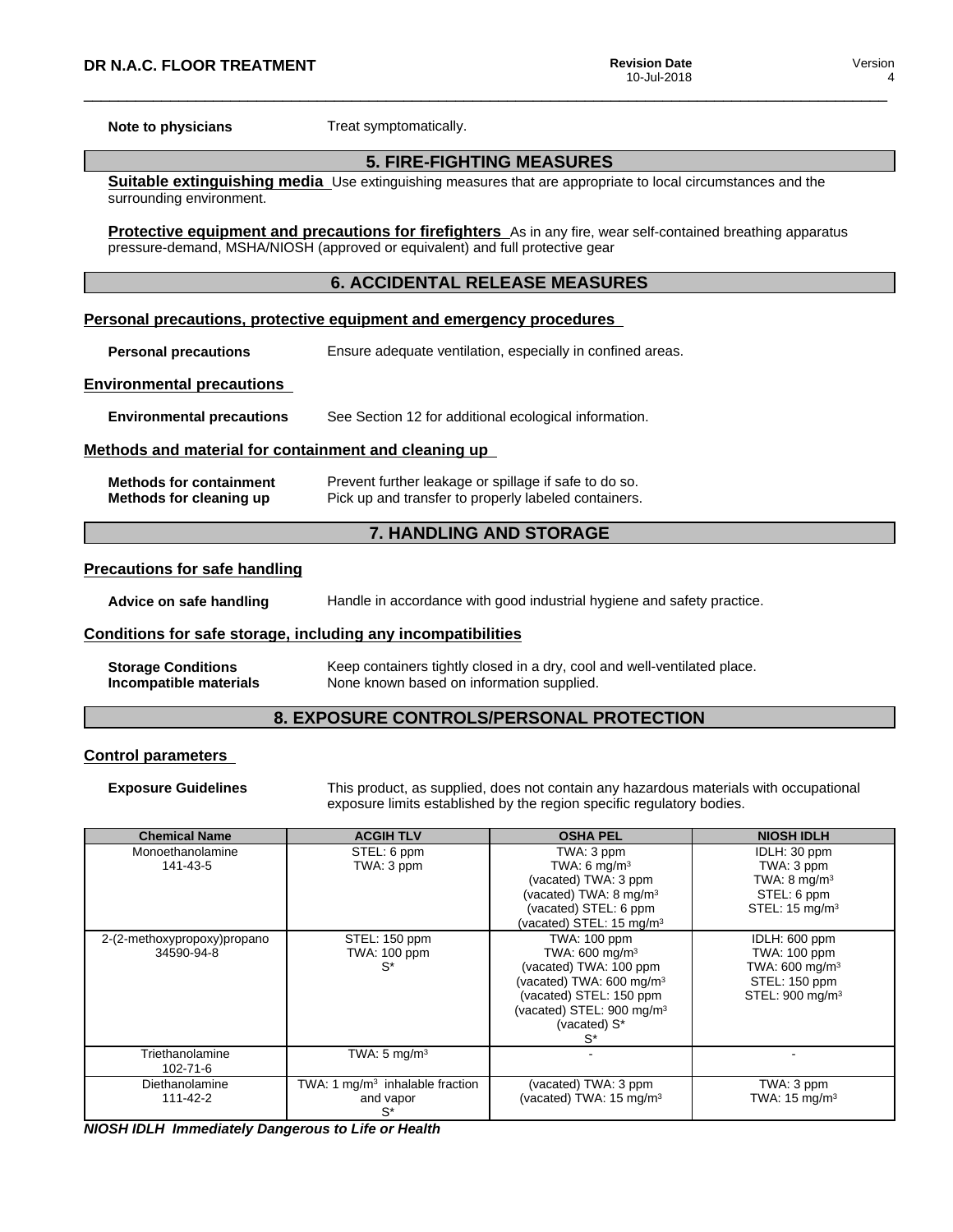**Note to physicians** Treat symptomatically.

## 5. FIRE-FIGHTING MEASURES

**Suitable extinguishing media** Use extinguishing measures that are appropriate to local circumstances and the surrounding environment.

**Protective equipment and precautions for firefighters** As in any fire, wear self-contained breathing apparatus pressure-demand, MSHA/NIOSH (approved or equivalent) and full protective gear

## 6. ACCIDENTAL RELEASE MEASURES

### Personal precautions, protective equipment and emergency procedures

**Personal precautions** Ensure adequate ventilation, especially in confined areas.

### Environmental precautions

**Environmental precautions** See Section 12 for additional ecological information.

### Methods and material for containment and cleaning up

**Methods for containment** Prevent further leakage or spillage if safe to do so.
**Methods for cleaning up** Pick up and transfer to properly labeled containers.

## 7. HANDLING AND STORAGE

### Precautions for safe handling

**Advice on safe handling** Handle in accordance with good industrial hygiene and safety practice.

### Conditions for safe storage, including any incompatibilities

**Storage Conditions** Keep containers tightly closed in a dry, cool and well-ventilated place.
**Incompatible materials** None known based on information supplied.

## 8. EXPOSURE CONTROLS/PERSONAL PROTECTION

### Control parameters

**Exposure Guidelines** This product, as supplied, does not contain any hazardous materials with occupational exposure limits established by the region specific regulatory bodies.

| Chemical Name | ACGIH TLV | OSHA PEL | NIOSH IDLH |
|---|---|---|---|
| Monoethanolamine<br>141-43-5 | STEL: 6 ppm<br>TWA: 3 ppm | TWA: 3 ppm<br>TWA: 6 mg/m³<br>(vacated) TWA: 3 ppm<br>(vacated) TWA: 8 mg/m³<br>(vacated) STEL: 6 ppm<br>(vacated) STEL: 15 mg/m³ | IDLH: 30 ppm<br>TWA: 3 ppm<br>TWA: 8 mg/m³<br>STEL: 6 ppm<br>STEL: 15 mg/m³ |
| 2-(2-methoxypropoxy)propano<br>34590-94-8 | STEL: 150 ppm<br>TWA: 100 ppm<br>S* | TWA: 100 ppm<br>TWA: 600 mg/m³<br>(vacated) TWA: 100 ppm<br>(vacated) TWA: 600 mg/m³<br>(vacated) STEL: 150 ppm<br>(vacated) STEL: 900 mg/m³<br>(vacated) S*<br>S* | IDLH: 600 ppm<br>TWA: 100 ppm<br>TWA: 600 mg/m³<br>STEL: 150 ppm<br>STEL: 900 mg/m³ |
| Triethanolamine<br>102-71-6 | TWA: 5 mg/m³ | - | - |
| Diethanolamine<br>111-42-2 | TWA: 1 mg/m³ inhalable fraction and vapor<br>S* | (vacated) TWA: 3 ppm<br>(vacated) TWA: 15 mg/m³ | TWA: 3 ppm<br>TWA: 15 mg/m³ |

***NIOSH IDLH Immediately Dangerous to Life or Health***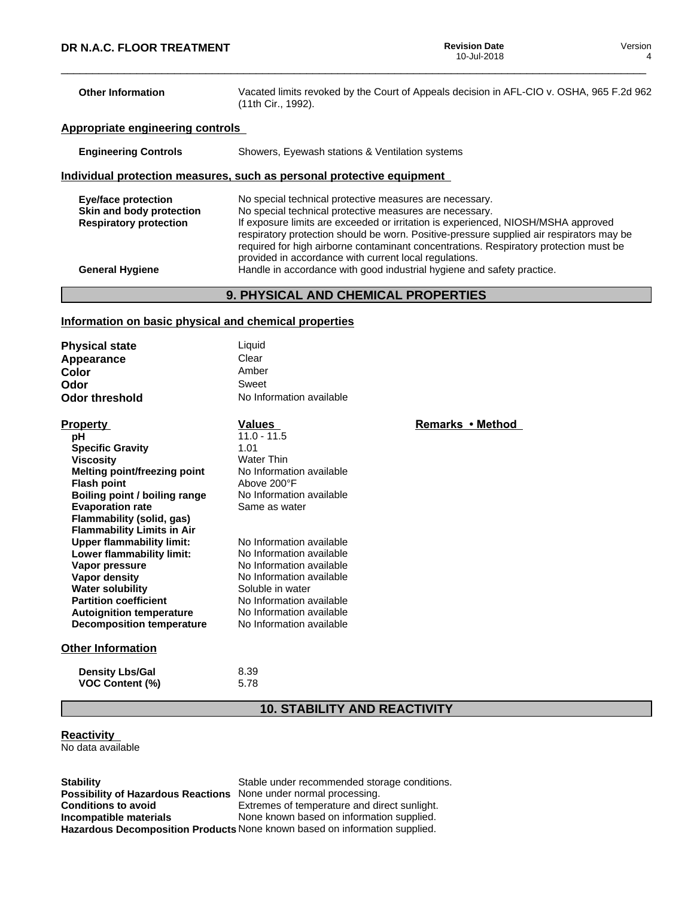| | |
|---|---|
| **Other Information** | Vacated limits revoked by the Court of Appeals decision in AFL-CIO v. OSHA, 965 F.2d 962 (11th Cir., 1992). |

### Appropriate engineering controls

| | |
|---|---|
| **Engineering Controls** | Showers, Eyewash stations & Ventilation systems |

### Individual protection measures, such as personal protective equipment

| | |
|---|---|
| **Eye/face protection** | No special technical protective measures are necessary. |
| **Skin and body protection** | No special technical protective measures are necessary. |
| **Respiratory protection** | If exposure limits are exceeded or irritation is experienced, NIOSH/MSHA approved respiratory protection should be worn. Positive-pressure supplied air respirators may be required for high airborne contaminant concentrations. Respiratory protection must be provided in accordance with current local regulations. |
| **General Hygiene** | Handle in accordance with good industrial hygiene and safety practice. |

## 9. PHYSICAL AND CHEMICAL PROPERTIES

### Information on basic physical and chemical properties

| | |
|---|---|
| **Physical state** | Liquid |
| **Appearance** | Clear |
| **Color** | Amber |
| **Odor** | Sweet |
| **Odor threshold** | No Information available |

| Property | Values | Remarks • Method |
|---|---|---|
| **pH** | 11.0 - 11.5 | |
| **Specific Gravity** | 1.01 | |
| **Viscosity** | Water Thin | |
| **Melting point/freezing point** | No Information available | |
| **Flash point** | Above 200°F | |
| **Boiling point / boiling range** | No Information available | |
| **Evaporation rate** | Same as water | |
| **Flammability (solid, gas)** | | |
| **Flammability Limits in Air** | | |
| **Upper flammability limit:** | No Information available | |
| **Lower flammability limit:** | No Information available | |
| **Vapor pressure** | No Information available | |
| **Vapor density** | No Information available | |
| **Water solubility** | Soluble in water | |
| **Partition coefficient** | No Information available | |
| **Autoignition temperature** | No Information available | |
| **Decomposition temperature** | No Information available | |

### Other Information

| | |
|---|---|
| **Density Lbs/Gal** | 8.39 |
| **VOC Content (%)** | 5.78 |

## 10. STABILITY AND REACTIVITY

### Reactivity

No data available

| | |
|---|---|
| **Stability** | Stable under recommended storage conditions. |
| **Possibility of Hazardous Reactions** | None under normal processing. |
| **Conditions to avoid** | Extremes of temperature and direct sunlight. |
| **Incompatible materials** | None known based on information supplied. |
| **Hazardous Decomposition Products** | None known based on information supplied. |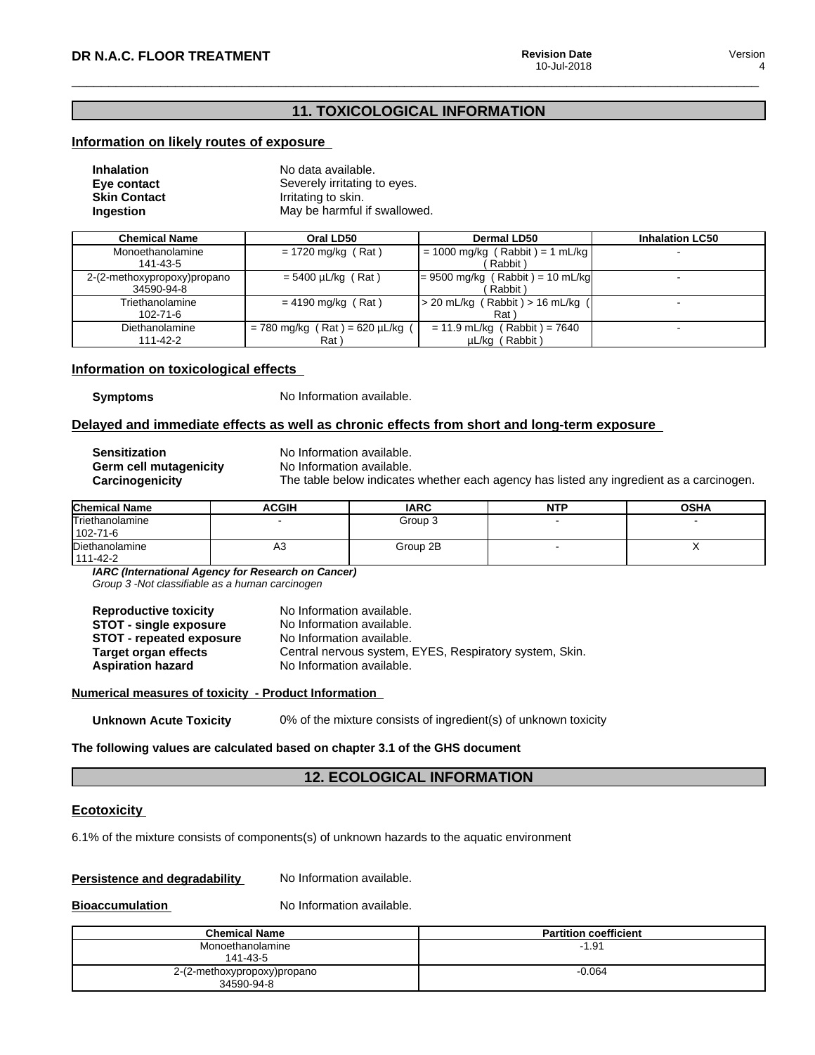## 11. TOXICOLOGICAL INFORMATION

### Information on likely routes of exposure

**Inhalation** No data available.
**Eye contact** Severely irritating to eyes.
**Skin Contact** Irritating to skin.
**Ingestion** May be harmful if swallowed.

| Chemical Name | Oral LD50 | Dermal LD50 | Inhalation LC50 |
|---|---|---|---|
| Monoethanolamine 141-43-5 | = 1720 mg/kg ( Rat ) | = 1000 mg/kg ( Rabbit ) = 1 mL/kg ( Rabbit ) | - |
| 2-(2-methoxypropoxy)propano 34590-94-8 | = 5400 µL/kg ( Rat ) | = 9500 mg/kg ( Rabbit ) = 10 mL/kg ( Rabbit ) | - |
| Triethanolamine 102-71-6 | = 4190 mg/kg ( Rat ) | > 20 mL/kg ( Rabbit ) > 16 mL/kg ( Rat ) | - |
| Diethanolamine 111-42-2 | = 780 mg/kg ( Rat ) = 620 µL/kg ( Rat ) | = 11.9 mL/kg ( Rabbit ) = 7640 µL/kg ( Rabbit ) | - |

### Information on toxicological effects

**Symptoms** No Information available.

### Delayed and immediate effects as well as chronic effects from short and long-term exposure

**Sensitization** No Information available.
**Germ cell mutagenicity** No Information available.
**Carcinogenicity** The table below indicates whether each agency has listed any ingredient as a carcinogen.

| Chemical Name | ACGIH | IARC | NTP | OSHA |
|---|---|---|---|---|
| Triethanolamine 102-71-6 | - | Group 3 | - | - |
| Diethanolamine 111-42-2 | A3 | Group 2B | - | X |

***IARC (International Agency for Research on Cancer)***
*Group 3 -Not classifiable as a human carcinogen*

**Reproductive toxicity** No Information available.
**STOT - single exposure** No Information available.
**STOT - repeated exposure** No Information available.
**Target organ effects** Central nervous system, EYES, Respiratory system, Skin.
**Aspiration hazard** No Information available.

**Numerical measures of toxicity - Product Information**

**Unknown Acute Toxicity** 0% of the mixture consists of ingredient(s) of unknown toxicity

**The following values are calculated based on chapter 3.1 of the GHS document**

## 12. ECOLOGICAL INFORMATION

### Ecotoxicity

6.1% of the mixture consists of components(s) of unknown hazards to the aquatic environment

**Persistence and degradability** No Information available.

**Bioaccumulation** No Information available.

| Chemical Name | Partition coefficient |
|---|---|
| Monoethanolamine 141-43-5 | -1.91 |
| 2-(2-methoxypropoxy)propano 34590-94-8 | -0.064 |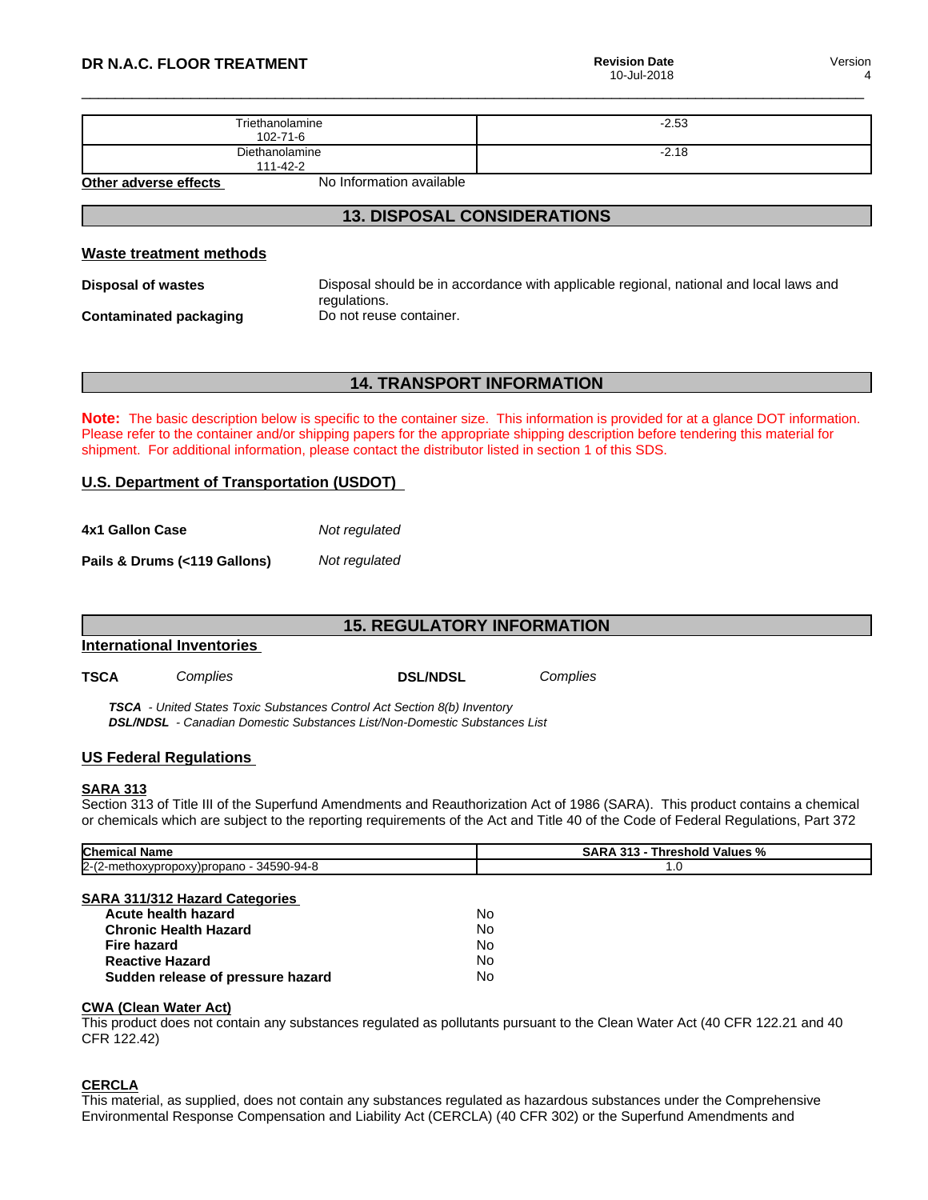| | |
|---|---|
| Triethanolamine 102-71-6 | -2.53 |
| Diethanolamine 111-42-2 | -2.18 |

**Other adverse effects** No Information available

## 13. DISPOSAL CONSIDERATIONS

### Waste treatment methods

**Disposal of wastes** Disposal should be in accordance with applicable regional, national and local laws and regulations.

**Contaminated packaging** Do not reuse container.

## 14. TRANSPORT INFORMATION

**Note:** The basic description below is specific to the container size. This information is provided for at a glance DOT information. Please refer to the container and/or shipping papers for the appropriate shipping description before tendering this material for shipment. For additional information, please contact the distributor listed in section 1 of this SDS.

### U.S. Department of Transportation (USDOT)

**4x1 Gallon Case** *Not regulated*

**Pails & Drums (<119 Gallons)** *Not regulated*

## 15. REGULATORY INFORMATION

### International Inventories

**TSCA** *Complies* **DSL/NDSL** *Complies*

***TSCA** - United States Toxic Substances Control Act Section 8(b) Inventory*
***DSL/NDSL** - Canadian Domestic Substances List/Non-Domestic Substances List*

### US Federal Regulations

**SARA 313**
Section 313 of Title III of the Superfund Amendments and Reauthorization Act of 1986 (SARA). This product contains a chemical or chemicals which are subject to the reporting requirements of the Act and Title 40 of the Code of Federal Regulations, Part 372

| Chemical Name | SARA 313 - Threshold Values % |
|---|---|
| 2-(2-methoxypropoxy)propano - 34590-94-8 | 1.0 |

**SARA 311/312 Hazard Categories**

| | |
|---|---|
| **Acute health hazard** | No |
| **Chronic Health Hazard** | No |
| **Fire hazard** | No |
| **Reactive Hazard** | No |
| **Sudden release of pressure hazard** | No |

**CWA (Clean Water Act)**
This product does not contain any substances regulated as pollutants pursuant to the Clean Water Act (40 CFR 122.21 and 40 CFR 122.42)

**CERCLA**
This material, as supplied, does not contain any substances regulated as hazardous substances under the Comprehensive Environmental Response Compensation and Liability Act (CERCLA) (40 CFR 302) or the Superfund Amendments and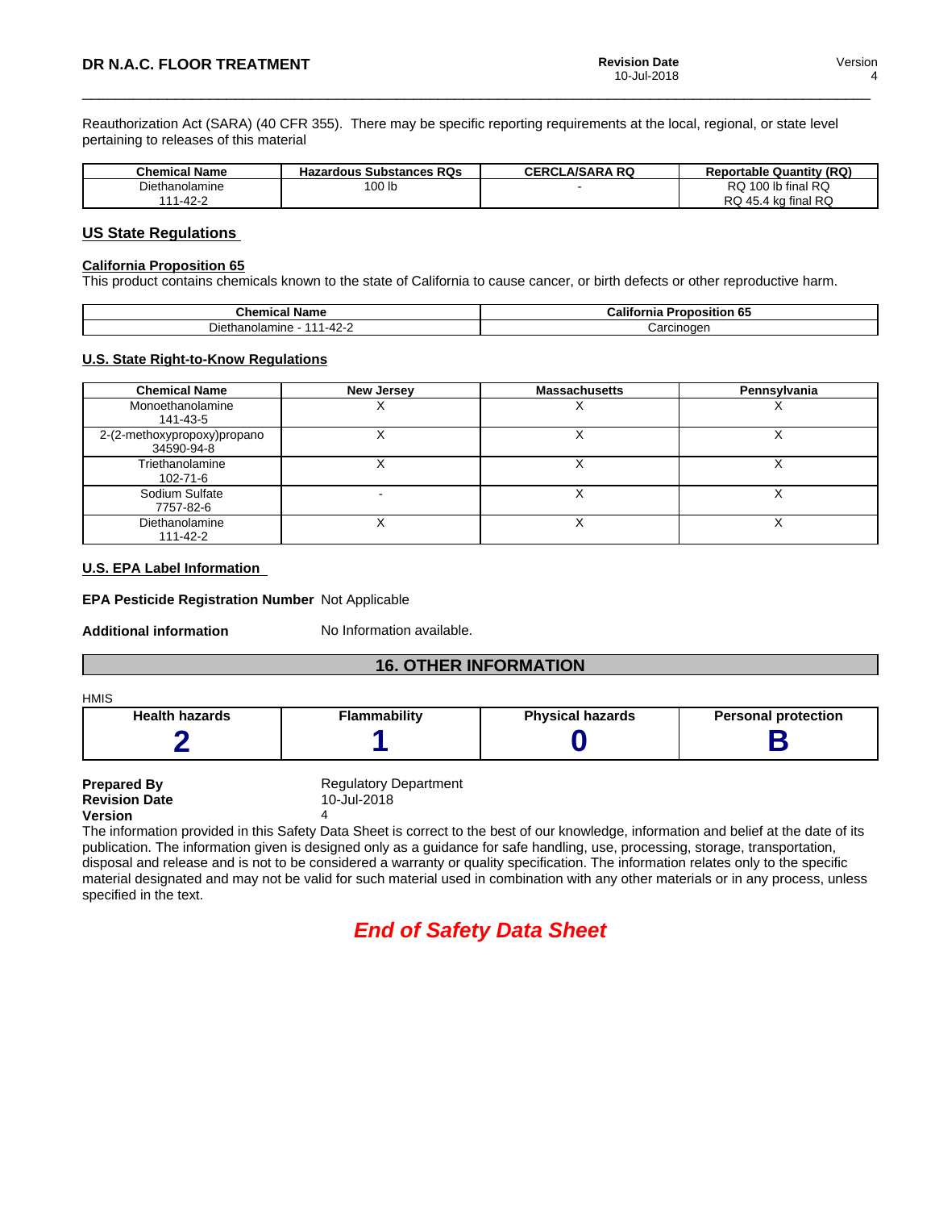Reauthorization Act (SARA) (40 CFR 355). There may be specific reporting requirements at the local, regional, or state level pertaining to releases of this material

| Chemical Name | Hazardous Substances RQs | CERCLA/SARA RQ | Reportable Quantity (RQ) |
|---|---|---|---|
| Diethanolamine 111-42-2 | 100 lb | - | RQ 100 lb final RQ RQ 45.4 kg final RQ |

## US State Regulations

### California Proposition 65

This product contains chemicals known to the state of California to cause cancer, or birth defects or other reproductive harm.

| Chemical Name | California Proposition 65 |
|---|---|
| Diethanolamine - 111-42-2 | Carcinogen |

### U.S. State Right-to-Know Regulations

| Chemical Name | New Jersey | Massachusetts | Pennsylvania |
|---|---|---|---|
| Monoethanolamine 141-43-5 | X | X | X |
| 2-(2-methoxypropoxy)propano 34590-94-8 | X | X | X |
| Triethanolamine 102-71-6 | X | X | X |
| Sodium Sulfate 7757-82-6 | - | X | X |
| Diethanolamine 111-42-2 | X | X | X |

### U.S. EPA Label Information

**EPA Pesticide Registration Number** Not Applicable

**Additional information** No Information available.

## 16. OTHER INFORMATION

HMIS

| Health hazards | Flammability | Physical hazards | Personal protection |
|---|---|---|---|
| 2 | 1 | 0 | B |

**Prepared By** Regulatory Department
**Revision Date** 10-Jul-2018
**Version** 4

The information provided in this Safety Data Sheet is correct to the best of our knowledge, information and belief at the date of its publication. The information given is designed only as a guidance for safe handling, use, processing, storage, transportation, disposal and release and is not to be considered a warranty or quality specification. The information relates only to the specific material designated and may not be valid for such material used in combination with any other materials or in any process, unless specified in the text.

***End of Safety Data Sheet***